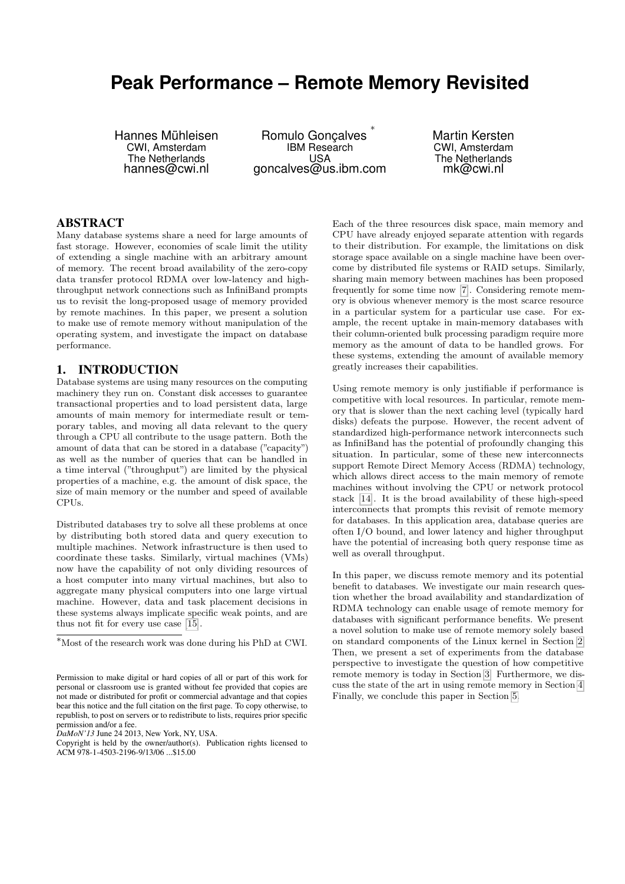# Peak Performance – Remote Memory Revisited

Hannes Mühleisen
CWI, Amsterdam
The Netherlands
hannes@cwi.nl

Romulo Gonçalves [*]
IBM Research
USA
goncalves@us.ibm.com

Martin Kersten
CWI, Amsterdam
The Netherlands
mk@cwi.nl

## ABSTRACT

Many database systems share a need for large amounts of fast storage. However, economies of scale limit the utility of extending a single machine with an arbitrary amount of memory. The recent broad availability of the zero-copy data transfer protocol RDMA over low-latency and high-throughput network connections such as InfiniBand prompts us to revisit the long-proposed usage of memory provided by remote machines. In this paper, we present a solution to make use of remote memory without manipulation of the operating system, and investigate the impact on database performance.

## 1. INTRODUCTION

Database systems are using many resources on the computing machinery they run on. Constant disk accesses to guarantee transactional properties and to load persistent data, large amounts of main memory for intermediate result or temporary tables, and moving all data relevant to the query through a CPU all contribute to the usage pattern. Both the amount of data that can be stored in a database ("capacity") as well as the number of queries that can be handled in a time interval ("throughput") are limited by the physical properties of a machine, e.g. the amount of disk space, the size of main memory or the number and speed of available CPUs.

Distributed databases try to solve all these problems at once by distributing both stored data and query execution to multiple machines. Network infrastructure is then used to coordinate these tasks. Similarly, virtual machines (VMs) now have the capability of not only dividing resources of a host computer into many virtual machines, but also to aggregate many physical computers into one large virtual machine. However, data and task placement decisions in these systems always implicate specific weak points, and are thus not fit for every use case [15].

[*]Most of the research work was done during his PhD at CWI.

Permission to make digital or hard copies of all or part of this work for personal or classroom use is granted without fee provided that copies are not made or distributed for profit or commercial advantage and that copies bear this notice and the full citation on the first page. To copy otherwise, to republish, to post on servers or to redistribute to lists, requires prior specific permission and/or a fee.
*DaMoN'13* June 24 2013, New York, NY, USA.
Copyright is held by the owner/author(s). Publication rights licensed to ACM 978-1-4503-2196-9/13/06 ...$15.00

Each of the three resources disk space, main memory and CPU have already enjoyed separate attention with regards to their distribution. For example, the limitations on disk storage space available on a single machine have been overcome by distributed file systems or RAID setups. Similarly, sharing main memory between machines has been proposed frequently for some time now [7]. Considering remote memory is obvious whenever memory is the most scarce resource in a particular system for a particular use case. For example, the recent uptake in main-memory databases with their column-oriented bulk processing paradigm require more memory as the amount of data to be handled grows. For these systems, extending the amount of available memory greatly increases their capabilities.

Using remote memory is only justifiable if performance is competitive with local resources. In particular, remote memory that is slower than the next caching level (typically hard disks) defeats the purpose. However, the recent advent of standardized high-performance network interconnects such as InfiniBand has the potential of profoundly changing this situation. In particular, some of these new interconnects support Remote Direct Memory Access (RDMA) technology, which allows direct access to the main memory of remote machines without involving the CPU or network protocol stack [14]. It is the broad availability of these high-speed interconnects that prompts this revisit of remote memory for databases. In this application area, database queries are often I/O bound, and lower latency and higher throughput have the potential of increasing both query response time as well as overall throughput.

In this paper, we discuss remote memory and its potential benefit to databases. We investigate our main research question whether the broad availability and standardization of RDMA technology can enable usage of remote memory for databases with significant performance benefits. We present a novel solution to make use of remote memory solely based on standard components of the Linux kernel in Section 2. Then, we present a set of experiments from the database perspective to investigate the question of how competitive remote memory is today in Section 3. Furthermore, we discuss the state of the art in using remote memory in Section 4. Finally, we conclude this paper in Section 5.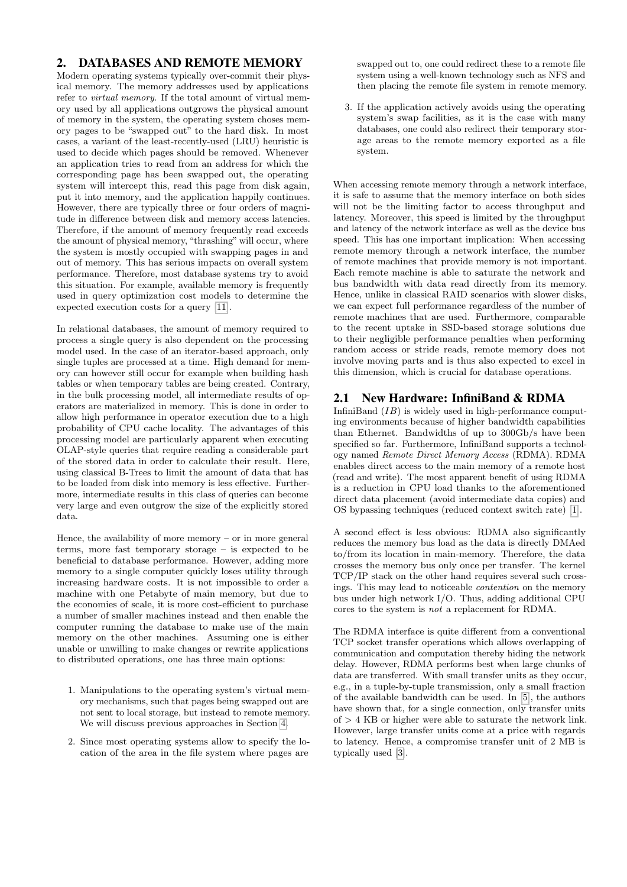## 2. DATABASES AND REMOTE MEMORY

Modern operating systems typically over-commit their physical memory. The memory addresses used by applications refer to *virtual memory*. If the total amount of virtual memory used by all applications outgrows the physical amount of memory in the system, the operating system choses memory pages to be "swapped out" to the hard disk. In most cases, a variant of the least-recently-used (LRU) heuristic is used to decide which pages should be removed. Whenever an application tries to read from an address for which the corresponding page has been swapped out, the operating system will intercept this, read this page from disk again, put it into memory, and the application happily continues. However, there are typically three or four orders of magnitude in difference between disk and memory access latencies. Therefore, if the amount of memory frequently read exceeds the amount of physical memory, "thrashing" will occur, where the system is mostly occupied with swapping pages in and out of memory. This has serious impacts on overall system performance. Therefore, most database systems try to avoid this situation. For example, available memory is frequently used in query optimization cost models to determine the expected execution costs for a query [11].

In relational databases, the amount of memory required to process a single query is also dependent on the processing model used. In the case of an iterator-based approach, only single tuples are processed at a time. High demand for memory can however still occur for example when building hash tables or when temporary tables are being created. Contrary, in the bulk processing model, all intermediate results of operators are materialized in memory. This is done in order to allow high performance in operator execution due to a high probability of CPU cache locality. The advantages of this processing model are particularly apparent when executing OLAP-style queries that require reading a considerable part of the stored data in order to calculate their result. Here, using classical B-Trees to limit the amount of data that has to be loaded from disk into memory is less effective. Furthermore, intermediate results in this class of queries can become very large and even outgrow the size of the explicitly stored data.

Hence, the availability of more memory – or in more general terms, more fast temporary storage – is expected to be beneficial to database performance. However, adding more memory to a single computer quickly loses utility through increasing hardware costs. It is not impossible to order a machine with one Petabyte of main memory, but due to the economies of scale, it is more cost-efficient to purchase a number of smaller machines instead and then enable the computer running the database to make use of the main memory on the other machines. Assuming one is either unable or unwilling to make changes or rewrite applications to distributed operations, one has three main options:

1. Manipulations to the operating system's virtual memory mechanisms, such that pages being swapped out are not sent to local storage, but instead to remote memory. We will discuss previous approaches in Section 4.
2. Since most operating systems allow to specify the location of the area in the file system where pages are swapped out to, one could redirect these to a remote file system using a well-known technology such as NFS and then placing the remote file system in remote memory.
3. If the application actively avoids using the operating system's swap facilities, as it is the case with many databases, one could also redirect their temporary storage areas to the remote memory exported as a file system.

When accessing remote memory through a network interface, it is safe to assume that the memory interface on both sides will not be the limiting factor to access throughput and latency. Moreover, this speed is limited by the throughput and latency of the network interface as well as the device bus speed. This has one important implication: When accessing remote memory through a network interface, the number of remote machines that provide memory is not important. Each remote machine is able to saturate the network and bus bandwidth with data read directly from its memory. Hence, unlike in classical RAID scenarios with slower disks, we can expect full performance regardless of the number of remote machines that are used. Furthermore, comparable to the recent uptake in SSD-based storage solutions due to their negligible performance penalties when performing random access or stride reads, remote memory does not involve moving parts and is thus also expected to excel in this dimension, which is crucial for database operations.

### 2.1 New Hardware: InfiniBand & RDMA

InfiniBand (*IB*) is widely used in high-performance computing environments because of higher bandwidth capabilities than Ethernet. Bandwidths of up to 300Gb/s have been specified so far. Furthermore, InfiniBand supports a technology named *Remote Direct Memory Access* (RDMA). RDMA enables direct access to the main memory of a remote host (read and write). The most apparent benefit of using RDMA is a reduction in CPU load thanks to the aforementioned direct data placement (avoid intermediate data copies) and OS bypassing techniques (reduced context switch rate) [1].

A second effect is less obvious: RDMA also significantly reduces the memory bus load as the data is directly DMAed to/from its location in main-memory. Therefore, the data crosses the memory bus only once per transfer. The kernel TCP/IP stack on the other hand requires several such crossings. This may lead to noticeable *contention* on the memory bus under high network I/O. Thus, adding additional CPU cores to the system is *not* a replacement for RDMA.

The RDMA interface is quite different from a conventional TCP socket transfer operations which allows overlapping of communication and computation thereby hiding the network delay. However, RDMA performs best when large chunks of data are transferred. With small transfer units as they occur, e.g., in a tuple-by-tuple transmission, only a small fraction of the available bandwidth can be used. In [5], the authors have shown that, for a single connection, only transfer units of > 4 KB or higher were able to saturate the network link. However, large transfer units come at a price with regards to latency. Hence, a compromise transfer unit of 2 MB is typically used [3].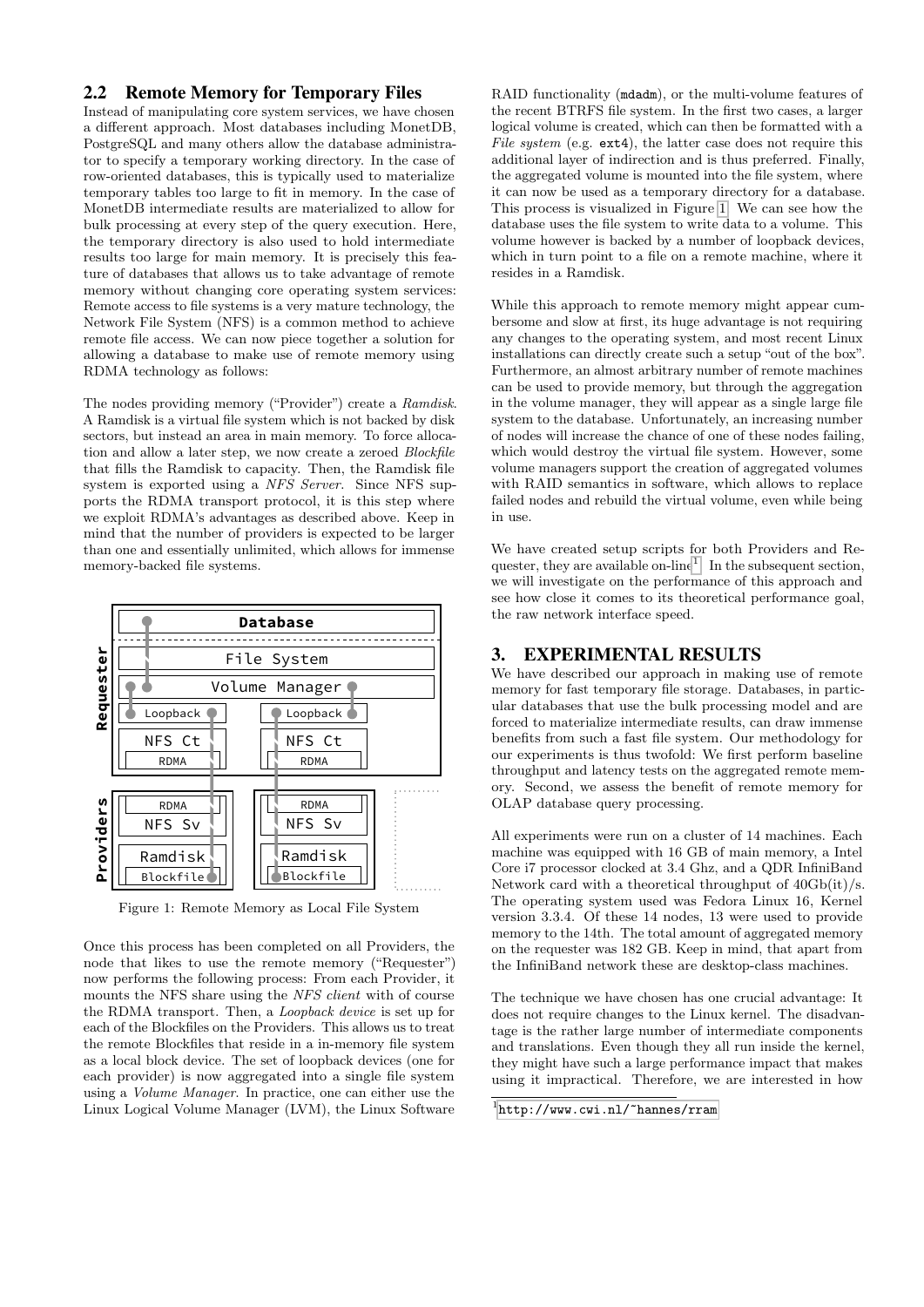## 2.2 Remote Memory for Temporary Files

Instead of manipulating core system services, we have chosen a different approach. Most databases including MonetDB, PostgreSQL and many others allow the database administrator to specify a temporary working directory. In the case of row-oriented databases, this is typically used to materialize temporary tables too large to fit in memory. In the case of MonetDB intermediate results are materialized to allow for bulk processing at every step of the query execution. Here, the temporary directory is also used to hold intermediate results too large for main memory. It is precisely this feature of databases that allows us to take advantage of remote memory without changing core operating system services: Remote access to file systems is a very mature technology, the Network File System (NFS) is a common method to achieve remote file access. We can now piece together a solution for allowing a database to make use of remote memory using RDMA technology as follows:

The nodes providing memory ("Provider") create a *Ramdisk*. A Ramdisk is a virtual file system which is not backed by disk sectors, but instead an area in main memory. To force allocation and allow a later step, we now create a zeroed *Blockfile* that fills the Ramdisk to capacity. Then, the Ramdisk file system is exported using a *NFS Server*. Since NFS supports the RDMA transport protocol, it is this step where we exploit RDMA's advantages as described above. Keep in mind that the number of providers is expected to be larger than one and essentially unlimited, which allows for immense memory-backed file systems.

Database
File System
Volume Manager
Requester
Loopback
Loopback
NFS Ct
RDMA
NFS Ct
RDMA
Providers
RDMA
NFS Sv
Ramdisk
Blockfile
RDMA
NFS Sv
Ramdisk
Blockfile

Figure 1: Remote Memory as Local File System

Once this process has been completed on all Providers, the node that likes to use the remote memory ("Requester") now performs the following process: From each Provider, it mounts the NFS share using the *NFS client* with of course the RDMA transport. Then, a *Loopback device* is set up for each of the Blockfiles on the Providers. This allows us to treat the remote Blockfiles that reside in a in-memory file system as a local block device. The set of loopback devices (one for each provider) is now aggregated into a single file system using a *Volume Manager*. In practice, one can either use the Linux Logical Volume Manager (LVM), the Linux Software RAID functionality (`mdadm`), or the multi-volume features of the recent BTRFS file system. In the first two cases, a larger logical volume is created, which can then be formatted with a *File system* (e.g. `ext4`), the latter case does not require this additional layer of indirection and is thus preferred. Finally, the aggregated volume is mounted into the file system, where it can now be used as a temporary directory for a database. This process is visualized in Figure 1. We can see how the database uses the file system to write data to a volume. This volume however is backed by a number of loopback devices, which in turn point to a file on a remote machine, where it resides in a Ramdisk.

While this approach to remote memory might appear cumbersome and slow at first, its huge advantage is not requiring any changes to the operating system, and most recent Linux installations can directly create such a setup "out of the box". Furthermore, an almost arbitrary number of remote machines can be used to provide memory, but through the aggregation in the volume manager, they will appear as a single large file system to the database. Unfortunately, an increasing number of nodes will increase the chance of one of these nodes failing, which would destroy the virtual file system. However, some volume managers support the creation of aggregated volumes with RAID semantics in software, which allows to replace failed nodes and rebuild the virtual volume, even while being in use.

We have created setup scripts for both Providers and Requester, they are available on-line[1]. In the subsequent section, we will investigate on the performance of this approach and see how close it comes to its theoretical performance goal, the raw network interface speed.

# 3. EXPERIMENTAL RESULTS

We have described our approach in making use of remote memory for fast temporary file storage. Databases, in particular databases that use the bulk processing model and are forced to materialize intermediate results, can draw immense benefits from such a fast file system. Our methodology for our experiments is thus twofold: We first perform baseline throughput and latency tests on the aggregated remote memory. Second, we assess the benefit of remote memory for OLAP database query processing.

All experiments were run on a cluster of 14 machines. Each machine was equipped with 16 GB of main memory, a Intel Core i7 processor clocked at 3.4 Ghz, and a QDR InfiniBand Network card with a theoretical throughput of 40Gb(it)/s. The operating system used was Fedora Linux 16, Kernel version 3.3.4. Of these 14 nodes, 13 were used to provide memory to the 14th. The total amount of aggregated memory on the requester was 182 GB. Keep in mind, that apart from the InfiniBand network these are desktop-class machines.

The technique we have chosen has one crucial advantage: It does not require changes to the Linux kernel. The disadvantage is the rather large number of intermediate components and translations. Even though they all run inside the kernel, they might have such a large performance impact that makes using it impractical. Therefore, we are interested in how

[1] `http://www.cwi.nl/~hannes/rram`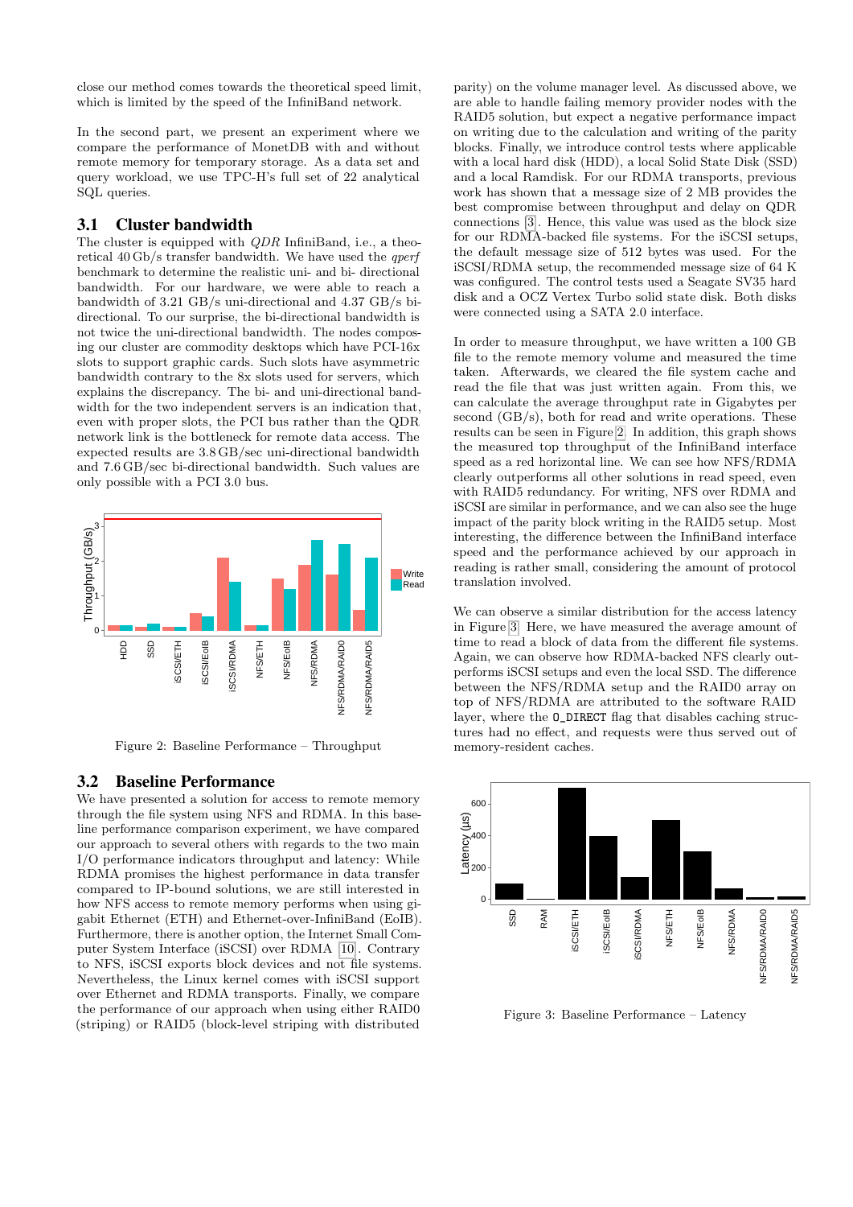close our method comes towards the theoretical speed limit, which is limited by the speed of the InfiniBand network.

In the second part, we present an experiment where we compare the performance of MonetDB with and without remote memory for temporary storage. As a data set and query workload, we use TPC-H's full set of 22 analytical SQL queries.

## 3.1 Cluster bandwidth

The cluster is equipped with *QDR* InfiniBand, i.e., a theoretical 40 Gb/s transfer bandwidth. We have used the *qperf* benchmark to determine the realistic uni- and bi- directional bandwidth. For our hardware, we were able to reach a bandwidth of 3.21 GB/s uni-directional and 4.37 GB/s bi-directional. To our surprise, the bi-directional bandwidth is not twice the uni-directional bandwidth. The nodes composing our cluster are commodity desktops which have PCI-16x slots to support graphic cards. Such slots have asymmetric bandwidth contrary to the 8x slots used for servers, which explains the discrepancy. The bi- and uni-directional bandwidth for the two independent servers is an indication that, even with proper slots, the PCI bus rather than the QDR network link is the bottleneck for remote data access. The expected results are 3.8 GB/sec uni-directional bandwidth and 7.6 GB/sec bi-directional bandwidth. Such values are only possible with a PCI 3.0 bus.

Figure 2: Baseline Performance – Throughput

## 3.2 Baseline Performance

We have presented a solution for access to remote memory through the file system using NFS and RDMA. In this baseline performance comparison experiment, we have compared our approach to several others with regards to the two main I/O performance indicators throughput and latency: While RDMA promises the highest performance in data transfer compared to IP-bound solutions, we are still interested in how NFS access to remote memory performs when using gigabit Ethernet (ETH) and Ethernet-over-InfiniBand (EoIB). Furthermore, there is another option, the Internet Small Computer System Interface (iSCSI) over RDMA [10]. Contrary to NFS, iSCSI exports block devices and not file systems. Nevertheless, the Linux kernel comes with iSCSI support over Ethernet and RDMA transports. Finally, we compare the performance of our approach when using either RAID0 (striping) or RAID5 (block-level striping with distributed parity) on the volume manager level. As discussed above, we are able to handle failing memory provider nodes with the RAID5 solution, but expect a negative performance impact on writing due to the calculation and writing of the parity blocks. Finally, we introduce control tests where applicable with a local hard disk (HDD), a local Solid State Disk (SSD) and a local Ramdisk. For our RDMA transports, previous work has shown that a message size of 2 MB provides the best compromise between throughput and delay on QDR connections [3]. Hence, this value was used as the block size for our RDMA-backed file systems. For the iSCSI setups, the default message size of 512 bytes was used. For the iSCSI/RDMA setup, the recommended message size of 64 K was configured. The control tests used a Seagate SV35 hard disk and a OCZ Vertex Turbo solid state disk. Both disks were connected using a SATA 2.0 interface.

In order to measure throughput, we have written a 100 GB file to the remote memory volume and measured the time taken. Afterwards, we cleared the file system cache and read the file that was just written again. From this, we can calculate the average throughput rate in Gigabytes per second (GB/s), both for read and write operations. These results can be seen in Figure [2]. In addition, this graph shows the measured top throughput of the InfiniBand interface speed as a red horizontal line. We can see how NFS/RDMA clearly outperforms all other solutions in read speed, even with RAID5 redundancy. For writing, NFS over RDMA and iSCSI are similar in performance, and we can also see the huge impact of the parity block writing in the RAID5 setup. Most interesting, the difference between the InfiniBand interface speed and the performance achieved by our approach in reading is rather small, considering the amount of protocol translation involved.

We can observe a similar distribution for the access latency in Figure [3]. Here, we have measured the average amount of time to read a block of data from the different file systems. Again, we can observe how RDMA-backed NFS clearly outperforms iSCSI setups and even the local SSD. The difference between the NFS/RDMA setup and the RAID0 array on top of NFS/RDMA are attributed to the software RAID layer, where the `O_DIRECT` flag that disables caching structures had no effect, and requests were thus served out of memory-resident caches.

Figure 3: Baseline Performance – Latency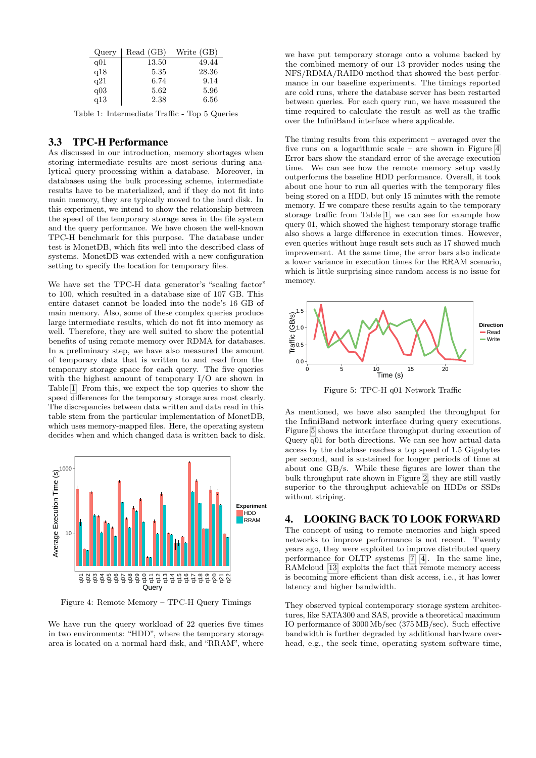| Query | Read (GB) | Write (GB) |
|---|---|---|
| q01 | 13.50 | 49.44 |
| q18 | 5.35 | 28.36 |
| q21 | 6.74 | 9.14 |
| q03 | 5.62 | 5.96 |
| q13 | 2.38 | 6.56 |

Table 1: Intermediate Traffic - Top 5 Queries

### 3.3 TPC-H Performance

As discussed in our introduction, memory shortages when storing intermediate results are most serious during analytical query processing within a database. Moreover, in databases using the bulk processing scheme, intermediate results have to be materialized, and if they do not fit into main memory, they are typically moved to the hard disk. In this experiment, we intend to show the relationship between the speed of the temporary storage area in the file system and the query performance. We have chosen the well-known TPC-H benchmark for this purpose. The database under test is MonetDB, which fits well into the described class of systems. MonetDB was extended with a new configuration setting to specify the location for temporary files.

We have set the TPC-H data generator's "scaling factor" to 100, which resulted in a database size of 107 GB. This entire dataset cannot be loaded into the node's 16 GB of main memory. Also, some of these complex queries produce large intermediate results, which do not fit into memory as well. Therefore, they are well suited to show the potential benefits of using remote memory over RDMA for databases. In a preliminary step, we have also measured the amount of temporary data that is written to and read from the temporary storage space for each query. The five queries with the highest amount of temporary I/O are shown in Table 1. From this, we expect the top queries to show the speed differences for the temporary storage area most clearly. The discrepancies between data written and data read in this table stem from the particular implementation of MonetDB, which uses memory-mapped files. Here, the operating system decides when and which changed data is written back to disk.

Figure 4: Remote Memory – TPC-H Query Timings

We have run the query workload of 22 queries five times in two environments: "HDD", where the temporary storage area is located on a normal hard disk, and "RRAM", where we have put temporary storage onto a volume backed by the combined memory of our 13 provider nodes using the NFS/RDMA/RAID0 method that showed the best performance in our baseline experiments. The timings reported are cold runs, where the database server has been restarted between queries. For each query run, we have measured the time required to calculate the result as well as the traffic over the InfiniBand interface where applicable.

The timing results from this experiment – averaged over the five runs on a logarithmic scale – are shown in Figure 4. Error bars show the standard error of the average execution time. We can see how the remote memory setup vastly outperforms the baseline HDD performance. Overall, it took about one hour to run all queries with the temporary files being stored on a HDD, but only 15 minutes with the remote memory. If we compare these results again to the temporary storage traffic from Table 1, we can see for example how query 01, which showed the highest temporary storage traffic also shows a large difference in execution times. However, even queries without huge result sets such as 17 showed much improvement. At the same time, the error bars also indicate a lower variance in execution times for the RRAM scenario, which is little surprising since random access is no issue for memory.

Figure 5: TPC-H q01 Network Traffic

As mentioned, we have also sampled the throughput for the InfiniBand network interface during query executions. Figure 5 shows the interface throughput during execution of Query q01 for both directions. We can see how actual data access by the database reaches a top speed of 1.5 Gigabytes per second, and is sustained for longer periods of time at about one GB/s. While these figures are lower than the bulk throughput rate shown in Figure 2 they are still vastly superior to the throughput achievable on HDDs or SSDs without striping.

## 4. LOOKING BACK TO LOOK FORWARD

The concept of using to remote memories and high speed networks to improve performance is not recent. Twenty years ago, they were exploited to improve distributed query performance for OLTP systems [7, 4]. In the same line, RAMcloud [13] exploits the fact that remote memory access is becoming more efficient than disk access, i.e., it has lower latency and higher bandwidth.

They observed typical contemporary storage system architectures, like SATA300 and SAS, provide a theoretical maximum IO performance of 3000 Mb/sec (375 MB/sec). Such effective bandwidth is further degraded by additional hardware overhead, e.g., the seek time, operating system software time,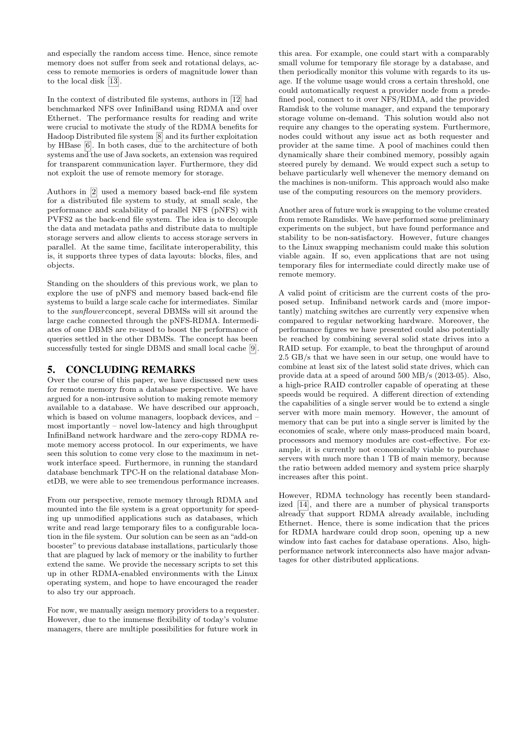and especially the random access time. Hence, since remote memory does not suffer from seek and rotational delays, access to remote memories is orders of magnitude lower than to the local disk [13].

In the context of distributed file systems, authors in [12] had benchmarked NFS over InfiniBand using RDMA and over Ethernet. The performance results for reading and write were crucial to motivate the study of the RDMA benefits for Hadoop Distributed file system [8] and its further exploitation by HBase [6]. In both cases, due to the architecture of both systems and the use of Java sockets, an extension was required for transparent communication layer. Furthermore, they did not exploit the use of remote memory for storage.

Authors in [2] used a memory based back-end file system for a distributed file system to study, at small scale, the performance and scalability of parallel NFS (pNFS) with PVFS2 as the back-end file system. The idea is to decouple the data and metadata paths and distribute data to multiple storage servers and allow clients to access storage servers in parallel. At the same time, facilitate interoperability, this is, it supports three types of data layouts: blocks, files, and objects.

Standing on the shoulders of this previous work, we plan to explore the use of pNFS and memory based back-end file systems to build a large scale cache for intermediates. Similar to the *sunflower* concept, several DBMSs will sit around the large cache connected through the pNFS-RDMA. Intermediates of one DBMS are re-used to boost the performance of queries settled in the other DBMSs. The concept has been successfully tested for single DBMS and small local cache [9].

# 5. CONCLUDING REMARKS

Over the course of this paper, we have discussed new uses for remote memory from a database perspective. We have argued for a non-intrusive solution to making remote memory available to a database. We have described our approach, which is based on volume managers, loopback devices, and – most importantly – novel low-latency and high throughput InfiniBand network hardware and the zero-copy RDMA remote memory access protocol. In our experiments, we have seen this solution to come very close to the maximum in network interface speed. Furthermore, in running the standard database benchmark TPC-H on the relational database MonetDB, we were able to see tremendous performance increases.

From our perspective, remote memory through RDMA and mounted into the file system is a great opportunity for speeding up unmodified applications such as databases, which write and read large temporary files to a configurable location in the file system. Our solution can be seen as an "add-on booster" to previous database installations, particularly those that are plagued by lack of memory or the inability to further extend the same. We provide the necessary scripts to set this up in other RDMA-enabled environments with the Linux operating system, and hope to have encouraged the reader to also try our approach.

For now, we manually assign memory providers to a requester. However, due to the immense flexibility of today's volume managers, there are multiple possibilities for future work in this area. For example, one could start with a comparably small volume for temporary file storage by a database, and then periodically monitor this volume with regards to its usage. If the volume usage would cross a certain threshold, one could automatically request a provider node from a predefined pool, connect to it over NFS/RDMA, add the provided Ramdisk to the volume manager, and expand the temporary storage volume on-demand. This solution would also not require any changes to the operating system. Furthermore, nodes could without any issue act as both requester and provider at the same time. A pool of machines could then dynamically share their combined memory, possibly again steered purely by demand. We would expect such a setup to behave particularly well whenever the memory demand on the machines is non-uniform. This approach would also make use of the computing resources on the memory providers.

Another area of future work is swapping to the volume created from remote Ramdisks. We have performed some preliminary experiments on the subject, but have found performance and stability to be non-satisfactory. However, future changes to the Linux swapping mechanism could make this solution viable again. If so, even applications that are not using temporary files for intermediate could directly make use of remote memory.

A valid point of criticism are the current costs of the proposed setup. Infiniband network cards and (more importantly) matching switches are currently very expensive when compared to regular networking hardware. Moreover, the performance figures we have presented could also potentially be reached by combining several solid state drives into a RAID setup. For example, to beat the throughput of around 2.5 GB/s that we have seen in our setup, one would have to combine at least six of the latest solid state drives, which can provide data at a speed of around 500 MB/s (2013-05). Also, a high-price RAID controller capable of operating at these speeds would be required. A different direction of extending the capabilities of a single server would be to extend a single server with more main memory. However, the amount of memory that can be put into a single server is limited by the economies of scale, where only mass-produced main board, processors and memory modules are cost-effective. For example, it is currently not economically viable to purchase servers with much more than 1 TB of main memory, because the ratio between added memory and system price sharply increases after this point.

However, RDMA technology has recently been standardized [14], and there are a number of physical transports already that support RDMA already available, including Ethernet. Hence, there is some indication that the prices for RDMA hardware could drop soon, opening up a new window into fast caches for database operations. Also, high-performance network interconnects also have major advantages for other distributed applications.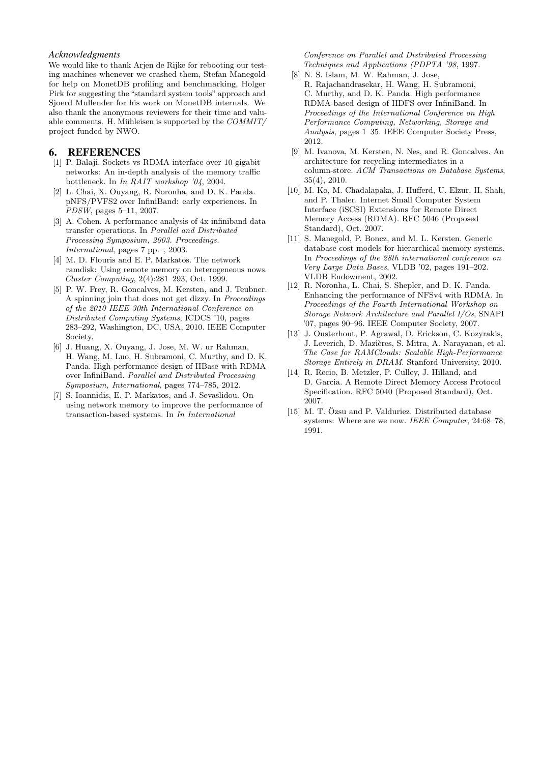### *Acknowledgments*

We would like to thank Arjen de Rijke for rebooting our testing machines whenever we crashed them, Stefan Manegold for help on MonetDB profiling and benchmarking, Holger Pirk for suggesting the "standard system tools" approach and Sjoerd Mullender for his work on MonetDB internals. We also thank the anonymous reviewers for their time and valuable comments. H. Mühleisen is supported by the *COMMIT/* project funded by NWO.

## 6. REFERENCES

[1] P. Balaji. Sockets vs RDMA interface over 10-gigabit networks: An in-depth analysis of the memory traffic bottleneck. In *In RAIT workshop '04*, 2004.

[2] L. Chai, X. Ouyang, R. Noronha, and D. K. Panda. pNFS/PVFS2 over InfiniBand: early experiences. In *PDSW*, pages 5–11, 2007.

[3] A. Cohen. A performance analysis of 4x infiniband data transfer operations. In *Parallel and Distributed Processing Symposium, 2003. Proceedings. International*, pages 7 pp.–, 2003.

[4] M. D. Flouris and E. P. Markatos. The network ramdisk: Using remote memory on heterogeneous nows. *Cluster Computing*, 2(4):281–293, Oct. 1999.

[5] P. W. Frey, R. Goncalves, M. Kersten, and J. Teubner. A spinning join that does not get dizzy. In *Proceedings of the 2010 IEEE 30th International Conference on Distributed Computing Systems*, ICDCS '10, pages 283–292, Washington, DC, USA, 2010. IEEE Computer Society.

[6] J. Huang, X. Ouyang, J. Jose, M. W. ur Rahman, H. Wang, M. Luo, H. Subramoni, C. Murthy, and D. K. Panda. High-performance design of HBase with RDMA over InfiniBand. *Parallel and Distributed Processing Symposium, International*, pages 774–785, 2012.

[7] S. Ioannidis, E. P. Markatos, and J. Sevaslidou. On using network memory to improve the performance of transaction-based systems. In *In International Conference on Parallel and Distributed Processing Techniques and Applications (PDPTA '98*, 1997.

[8] N. S. Islam, M. W. Rahman, J. Jose, R. Rajachandrasekar, H. Wang, H. Subramoni, C. Murthy, and D. K. Panda. High performance RDMA-based design of HDFS over InfiniBand. In *Proceedings of the International Conference on High Performance Computing, Networking, Storage and Analysis*, pages 1–35. IEEE Computer Society Press, 2012.

[9] M. Ivanova, M. Kersten, N. Nes, and R. Goncalves. An architecture for recycling intermediates in a column-store. *ACM Transactions on Database Systems*, 35(4), 2010.

[10] M. Ko, M. Chadalapaka, J. Hufferd, U. Elzur, H. Shah, and P. Thaler. Internet Small Computer System Interface (iSCSI) Extensions for Remote Direct Memory Access (RDMA). RFC 5046 (Proposed Standard), Oct. 2007.

[11] S. Manegold, P. Boncz, and M. L. Kersten. Generic database cost models for hierarchical memory systems. In *Proceedings of the 28th international conference on Very Large Data Bases*, VLDB '02, pages 191–202. VLDB Endowment, 2002.

[12] R. Noronha, L. Chai, S. Shepler, and D. K. Panda. Enhancing the performance of NFSv4 with RDMA. In *Proceedings of the Fourth International Workshop on Storage Network Architecture and Parallel I/Os*, SNAPI '07, pages 90–96. IEEE Computer Society, 2007.

[13] J. Ousterhout, P. Agrawal, D. Erickson, C. Kozyrakis, J. Leverich, D. Mazières, S. Mitra, A. Narayanan, et al. *The Case for RAMClouds: Scalable High-Performance Storage Entirely in DRAM*. Stanford University, 2010.

[14] R. Recio, B. Metzler, P. Culley, J. Hilland, and D. Garcia. A Remote Direct Memory Access Protocol Specification. RFC 5040 (Proposed Standard), Oct. 2007.

[15] M. T. Özsu and P. Valduriez. Distributed database systems: Where are we now. *IEEE Computer*, 24:68–78, 1991.